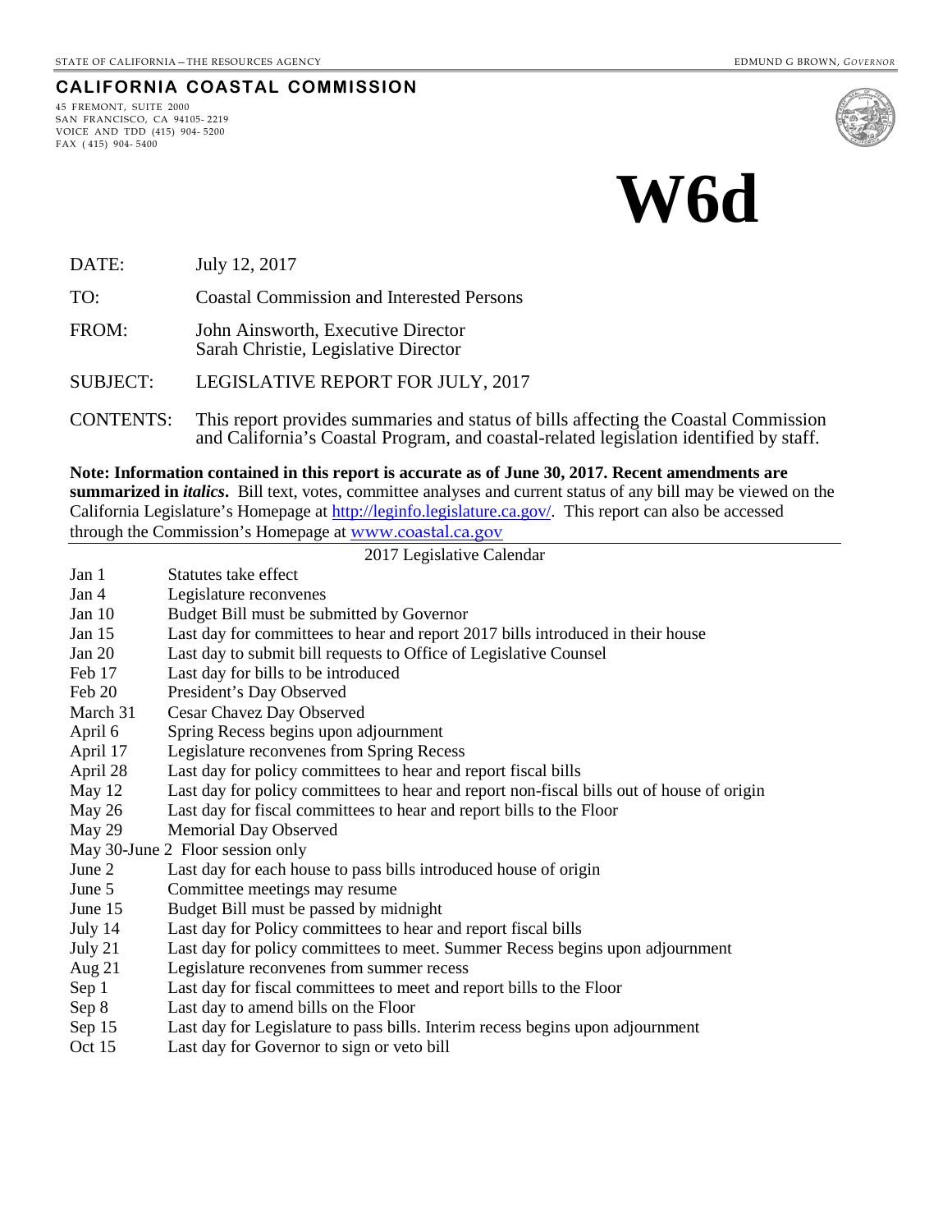STATE OF CALIFORNIA – THE RESOURCES AGENCY EDMUND G BROWN, *GOVERNOR*

**CALIFORNIA COASTAL COMMISSION**

45 FREMONT, SUITE 2000
SAN FRANCISCO, CA 94105-2219
VOICE AND TDD (415) 904-5200
FAX (415) 904-5400

# W6d

DATE: July 12, 2017

TO: Coastal Commission and Interested Persons

FROM: John Ainsworth, Executive Director
Sarah Christie, Legislative Director

SUBJECT: LEGISLATIVE REPORT FOR JULY, 2017

CONTENTS: This report provides summaries and status of bills affecting the Coastal Commission and California's Coastal Program, and coastal-related legislation identified by staff.

**Note: Information contained in this report is accurate as of June 30, 2017. Recent amendments are summarized in *italics*.** Bill text, votes, committee analyses and current status of any bill may be viewed on the California Legislature's Homepage at http://leginfo.legislature.ca.gov/. This report can also be accessed through the Commission's Homepage at www.coastal.ca.gov

2017 Legislative Calendar

| | |
|---|---|
| Jan 1 | Statutes take effect |
| Jan 4 | Legislature reconvenes |
| Jan 10 | Budget Bill must be submitted by Governor |
| Jan 15 | Last day for committees to hear and report 2017 bills introduced in their house |
| Jan 20 | Last day to submit bill requests to Office of Legislative Counsel |
| Feb 17 | Last day for bills to be introduced |
| Feb 20 | President's Day Observed |
| March 31 | Cesar Chavez Day Observed |
| April 6 | Spring Recess begins upon adjournment |
| April 17 | Legislature reconvenes from Spring Recess |
| April 28 | Last day for policy committees to hear and report fiscal bills |
| May 12 | Last day for policy committees to hear and report non-fiscal bills out of house of origin |
| May 26 | Last day for fiscal committees to hear and report bills to the Floor |
| May 29 | Memorial Day Observed |
| May 30-June 2 | Floor session only |
| June 2 | Last day for each house to pass bills introduced house of origin |
| June 5 | Committee meetings may resume |
| June 15 | Budget Bill must be passed by midnight |
| July 14 | Last day for Policy committees to hear and report fiscal bills |
| July 21 | Last day for policy committees to meet. Summer Recess begins upon adjournment |
| Aug 21 | Legislature reconvenes from summer recess |
| Sep 1 | Last day for fiscal committees to meet and report bills to the Floor |
| Sep 8 | Last day to amend bills on the Floor |
| Sep 15 | Last day for Legislature to pass bills. Interim recess begins upon adjournment |
| Oct 15 | Last day for Governor to sign or veto bill |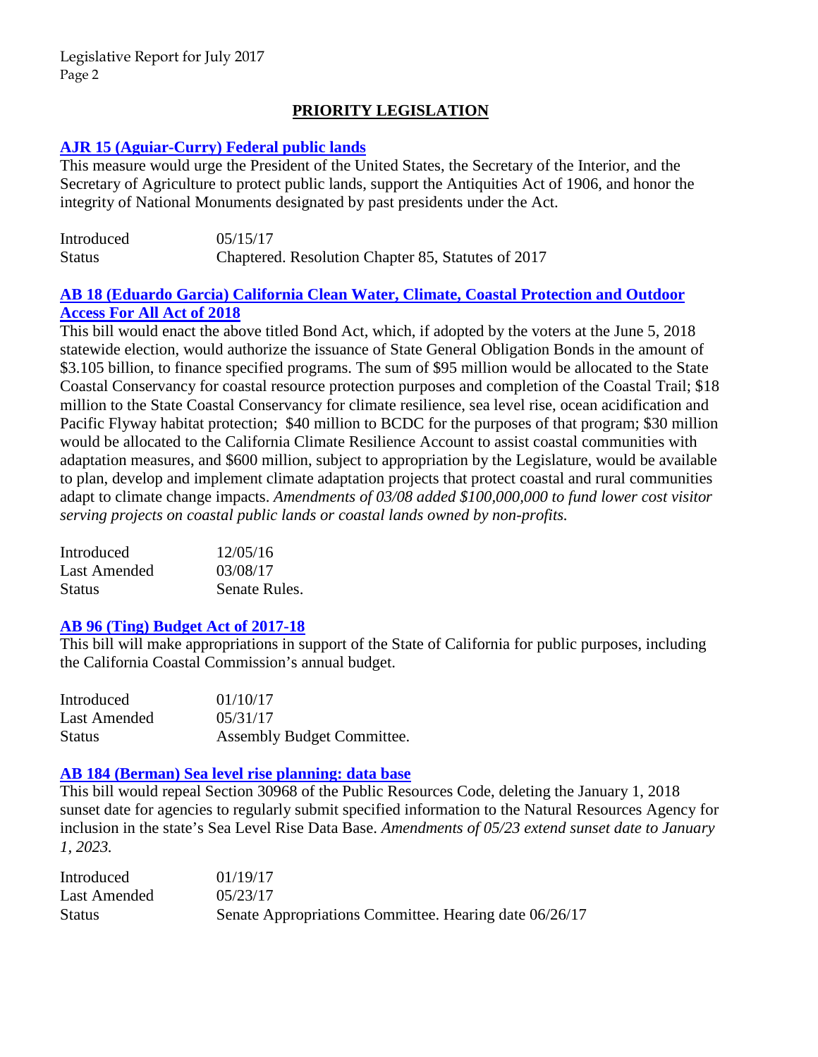## PRIORITY LEGISLATION

### AJR 15 (Aguiar-Curry) Federal public lands

This measure would urge the President of the United States, the Secretary of the Interior, and the Secretary of Agriculture to protect public lands, support the Antiquities Act of 1906, and honor the integrity of National Monuments designated by past presidents under the Act.

| | |
|---|---|
| Introduced | 05/15/17 |
| Status | Chaptered. Resolution Chapter 85, Statutes of 2017 |

### AB 18 (Eduardo Garcia) California Clean Water, Climate, Coastal Protection and Outdoor Access For All Act of 2018

This bill would enact the above titled Bond Act, which, if adopted by the voters at the June 5, 2018 statewide election, would authorize the issuance of State General Obligation Bonds in the amount of $3.105 billion, to finance specified programs. The sum of $95 million would be allocated to the State Coastal Conservancy for coastal resource protection purposes and completion of the Coastal Trail; $18 million to the State Coastal Conservancy for climate resilience, sea level rise, ocean acidification and Pacific Flyway habitat protection; $40 million to BCDC for the purposes of that program; $30 million would be allocated to the California Climate Resilience Account to assist coastal communities with adaptation measures, and $600 million, subject to appropriation by the Legislature, would be available to plan, develop and implement climate adaptation projects that protect coastal and rural communities adapt to climate change impacts. *Amendments of 03/08 added $100,000,000 to fund lower cost visitor serving projects on coastal public lands or coastal lands owned by non-profits.*

| | |
|---|---|
| Introduced | 12/05/16 |
| Last Amended | 03/08/17 |
| Status | Senate Rules. |

### AB 96 (Ting) Budget Act of 2017-18

This bill will make appropriations in support of the State of California for public purposes, including the California Coastal Commission's annual budget.

| | |
|---|---|
| Introduced | 01/10/17 |
| Last Amended | 05/31/17 |
| Status | Assembly Budget Committee. |

### AB 184 (Berman) Sea level rise planning: data base

This bill would repeal Section 30968 of the Public Resources Code, deleting the January 1, 2018 sunset date for agencies to regularly submit specified information to the Natural Resources Agency for inclusion in the state's Sea Level Rise Data Base. *Amendments of 05/23 extend sunset date to January 1, 2023.*

| | |
|---|---|
| Introduced | 01/19/17 |
| Last Amended | 05/23/17 |
| Status | Senate Appropriations Committee. Hearing date 06/26/17 |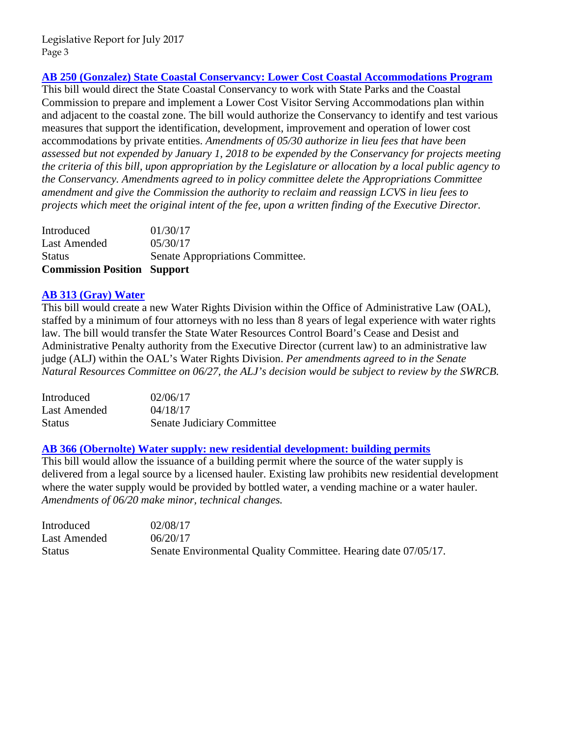### [AB 250 (Gonzalez) State Coastal Conservancy: Lower Cost Coastal Accommodations Program]()

This bill would direct the State Coastal Conservancy to work with State Parks and the Coastal Commission to prepare and implement a Lower Cost Visitor Serving Accommodations plan within and adjacent to the coastal zone. The bill would authorize the Conservancy to identify and test various measures that support the identification, development, improvement and operation of lower cost accommodations by private entities. *Amendments of 05/30 authorize in lieu fees that have been assessed but not expended by January 1, 2018 to be expended by the Conservancy for projects meeting the criteria of this bill, upon appropriation by the Legislature or allocation by a local public agency to the Conservancy. Amendments agreed to in policy committee delete the Appropriations Committee amendment and give the Commission the authority to reclaim and reassign LCVS in lieu fees to projects which meet the original intent of the fee, upon a written finding of the Executive Director.*

| | |
|---|---|
| Introduced | 01/30/17 |
| Last Amended | 05/30/17 |
| Status | Senate Appropriations Committee. |
| **Commission Position** | **Support** |

### [AB 313 (Gray) Water]()

This bill would create a new Water Rights Division within the Office of Administrative Law (OAL), staffed by a minimum of four attorneys with no less than 8 years of legal experience with water rights law. The bill would transfer the State Water Resources Control Board's Cease and Desist and Administrative Penalty authority from the Executive Director (current law) to an administrative law judge (ALJ) within the OAL's Water Rights Division. *Per amendments agreed to in the Senate Natural Resources Committee on 06/27, the ALJ's decision would be subject to review by the SWRCB.*

| | |
|---|---|
| Introduced | 02/06/17 |
| Last Amended | 04/18/17 |
| Status | Senate Judiciary Committee |

### [AB 366 (Obernolte) Water supply: new residential development: building permits]()

This bill would allow the issuance of a building permit where the source of the water supply is delivered from a legal source by a licensed hauler. Existing law prohibits new residential development where the water supply would be provided by bottled water, a vending machine or a water hauler. *Amendments of 06/20 make minor, technical changes.*

| | |
|---|---|
| Introduced | 02/08/17 |
| Last Amended | 06/20/17 |
| Status | Senate Environmental Quality Committee. Hearing date 07/05/17. |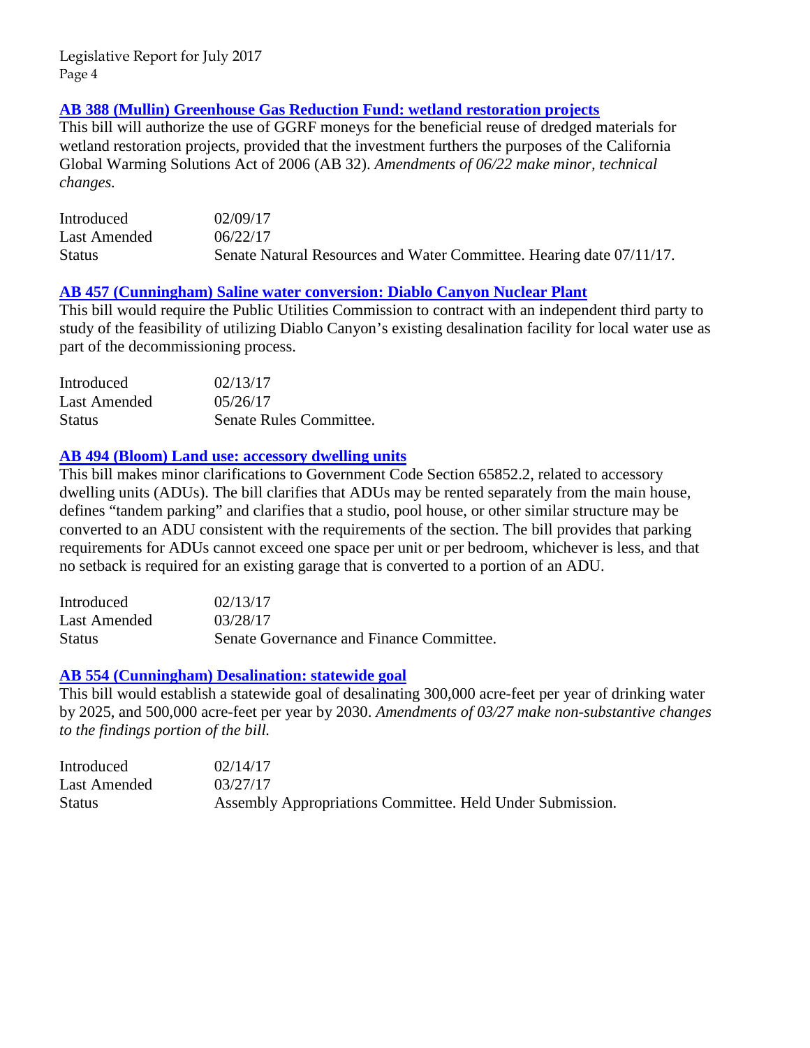### AB 388 (Mullin) Greenhouse Gas Reduction Fund: wetland restoration projects

This bill will authorize the use of GGRF moneys for the beneficial reuse of dredged materials for wetland restoration projects, provided that the investment furthers the purposes of the California Global Warming Solutions Act of 2006 (AB 32). *Amendments of 06/22 make minor, technical changes.*

| | |
|---|---|
| Introduced | 02/09/17 |
| Last Amended | 06/22/17 |
| Status | Senate Natural Resources and Water Committee. Hearing date 07/11/17. |

### AB 457 (Cunningham) Saline water conversion: Diablo Canyon Nuclear Plant

This bill would require the Public Utilities Commission to contract with an independent third party to study of the feasibility of utilizing Diablo Canyon's existing desalination facility for local water use as part of the decommissioning process.

| | |
|---|---|
| Introduced | 02/13/17 |
| Last Amended | 05/26/17 |
| Status | Senate Rules Committee. |

### AB 494 (Bloom) Land use: accessory dwelling units

This bill makes minor clarifications to Government Code Section 65852.2, related to accessory dwelling units (ADUs). The bill clarifies that ADUs may be rented separately from the main house, defines "tandem parking" and clarifies that a studio, pool house, or other similar structure may be converted to an ADU consistent with the requirements of the section. The bill provides that parking requirements for ADUs cannot exceed one space per unit or per bedroom, whichever is less, and that no setback is required for an existing garage that is converted to a portion of an ADU.

| | |
|---|---|
| Introduced | 02/13/17 |
| Last Amended | 03/28/17 |
| Status | Senate Governance and Finance Committee. |

### AB 554 (Cunningham) Desalination: statewide goal

This bill would establish a statewide goal of desalinating 300,000 acre-feet per year of drinking water by 2025, and 500,000 acre-feet per year by 2030. *Amendments of 03/27 make non-substantive changes to the findings portion of the bill.*

| | |
|---|---|
| Introduced | 02/14/17 |
| Last Amended | 03/27/17 |
| Status | Assembly Appropriations Committee. Held Under Submission. |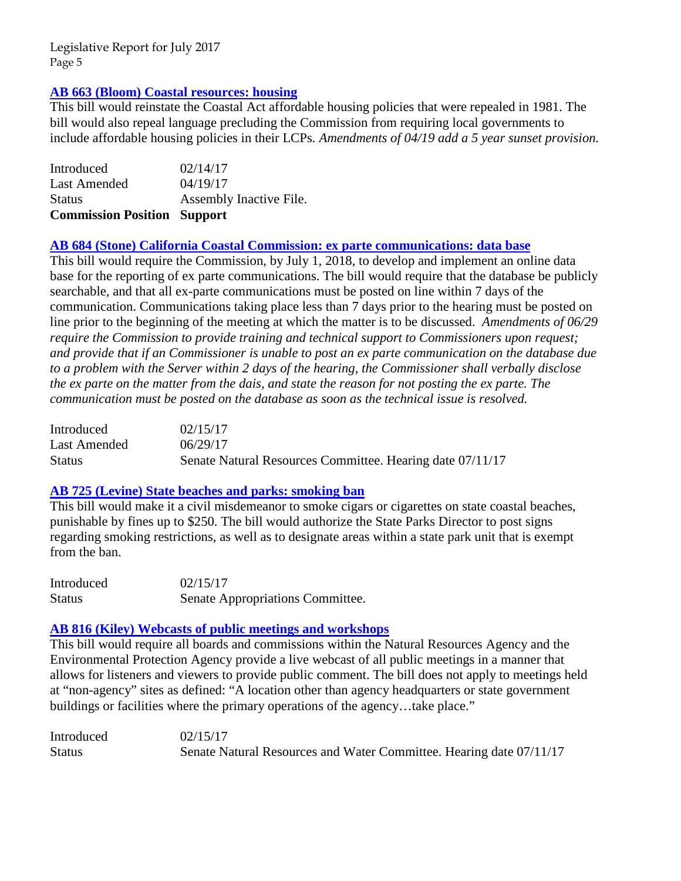### [AB 663 (Bloom) Coastal resources: housing]

This bill would reinstate the Coastal Act affordable housing policies that were repealed in 1981. The bill would also repeal language precluding the Commission from requiring local governments to include affordable housing policies in their LCPs. *Amendments of 04/19 add a 5 year sunset provision.*

| | |
|---|---|
| Introduced | 02/14/17 |
| Last Amended | 04/19/17 |
| Status | Assembly Inactive File. |
| **Commission Position** | **Support** |

### [AB 684 (Stone) California Coastal Commission: ex parte communications: data base]

This bill would require the Commission, by July 1, 2018, to develop and implement an online data base for the reporting of ex parte communications. The bill would require that the database be publicly searchable, and that all ex-parte communications must be posted on line within 7 days of the communication. Communications taking place less than 7 days prior to the hearing must be posted on line prior to the beginning of the meeting at which the matter is to be discussed. *Amendments of 06/29 require the Commission to provide training and technical support to Commissioners upon request; and provide that if an Commissioner is unable to post an ex parte communication on the database due to a problem with the Server within 2 days of the hearing, the Commissioner shall verbally disclose the ex parte on the matter from the dais, and state the reason for not posting the ex parte. The communication must be posted on the database as soon as the technical issue is resolved.*

| | |
|---|---|
| Introduced | 02/15/17 |
| Last Amended | 06/29/17 |
| Status | Senate Natural Resources Committee. Hearing date 07/11/17 |

### [AB 725 (Levine) State beaches and parks: smoking ban]

This bill would make it a civil misdemeanor to smoke cigars or cigarettes on state coastal beaches, punishable by fines up to $250. The bill would authorize the State Parks Director to post signs regarding smoking restrictions, as well as to designate areas within a state park unit that is exempt from the ban.

| | |
|---|---|
| Introduced | 02/15/17 |
| Status | Senate Appropriations Committee. |

### [AB 816 (Kiley) Webcasts of public meetings and workshops]

This bill would require all boards and commissions within the Natural Resources Agency and the Environmental Protection Agency provide a live webcast of all public meetings in a manner that allows for listeners and viewers to provide public comment. The bill does not apply to meetings held at "non-agency" sites as defined: "A location other than agency headquarters or state government buildings or facilities where the primary operations of the agency…take place."

| | |
|---|---|
| Introduced | 02/15/17 |
| Status | Senate Natural Resources and Water Committee. Hearing date 07/11/17 |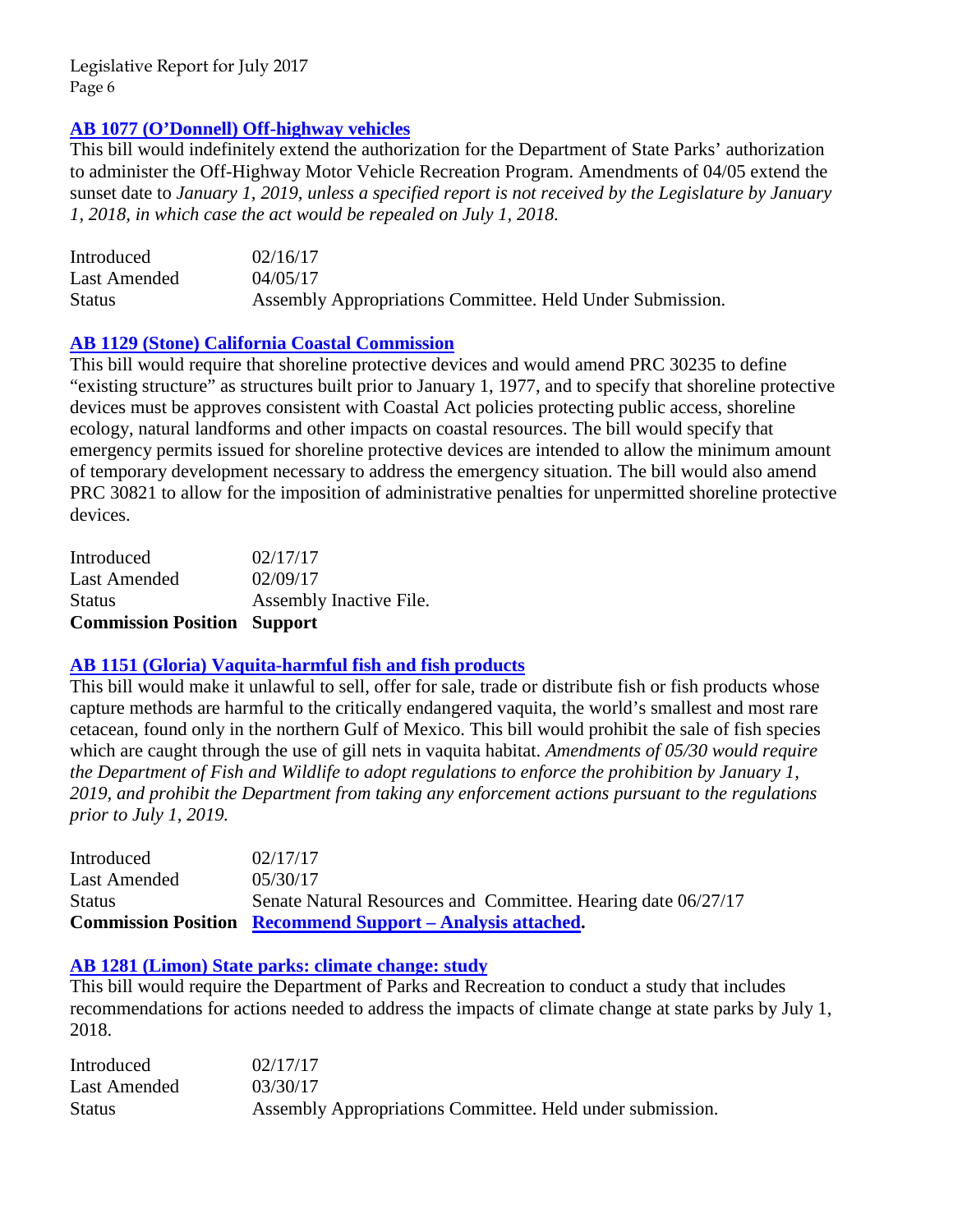### AB 1077 (O'Donnell) Off-highway vehicles

This bill would indefinitely extend the authorization for the Department of State Parks' authorization to administer the Off-Highway Motor Vehicle Recreation Program. Amendments of 04/05 extend the sunset date to *January 1, 2019, unless a specified report is not received by the Legislature by January 1, 2018, in which case the act would be repealed on July 1, 2018.*

| | |
|---|---|
| Introduced | 02/16/17 |
| Last Amended | 04/05/17 |
| Status | Assembly Appropriations Committee. Held Under Submission. |

### AB 1129 (Stone) California Coastal Commission

This bill would require that shoreline protective devices and would amend PRC 30235 to define "existing structure" as structures built prior to January 1, 1977, and to specify that shoreline protective devices must be approves consistent with Coastal Act policies protecting public access, shoreline ecology, natural landforms and other impacts on coastal resources. The bill would specify that emergency permits issued for shoreline protective devices are intended to allow the minimum amount of temporary development necessary to address the emergency situation. The bill would also amend PRC 30821 to allow for the imposition of administrative penalties for unpermitted shoreline protective devices.

| | |
|---|---|
| Introduced | 02/17/17 |
| Last Amended | 02/09/17 |
| Status | Assembly Inactive File. |
| **Commission Position** | **Support** |

### AB 1151 (Gloria) Vaquita-harmful fish and fish products

This bill would make it unlawful to sell, offer for sale, trade or distribute fish or fish products whose capture methods are harmful to the critically endangered vaquita, the world's smallest and most rare cetacean, found only in the northern Gulf of Mexico. This bill would prohibit the sale of fish species which are caught through the use of gill nets in vaquita habitat. *Amendments of 05/30 would require the Department of Fish and Wildlife to adopt regulations to enforce the prohibition by January 1, 2019, and prohibit the Department from taking any enforcement actions pursuant to the regulations prior to July 1, 2019.*

| | |
|---|---|
| Introduced | 02/17/17 |
| Last Amended | 05/30/17 |
| Status | Senate Natural Resources and Committee. Hearing date 06/27/17 |
| **Commission Position** | **Recommend Support – Analysis attached.** |

### AB 1281 (Limon) State parks: climate change: study

This bill would require the Department of Parks and Recreation to conduct a study that includes recommendations for actions needed to address the impacts of climate change at state parks by July 1, 2018.

| | |
|---|---|
| Introduced | 02/17/17 |
| Last Amended | 03/30/17 |
| Status | Assembly Appropriations Committee. Held under submission. |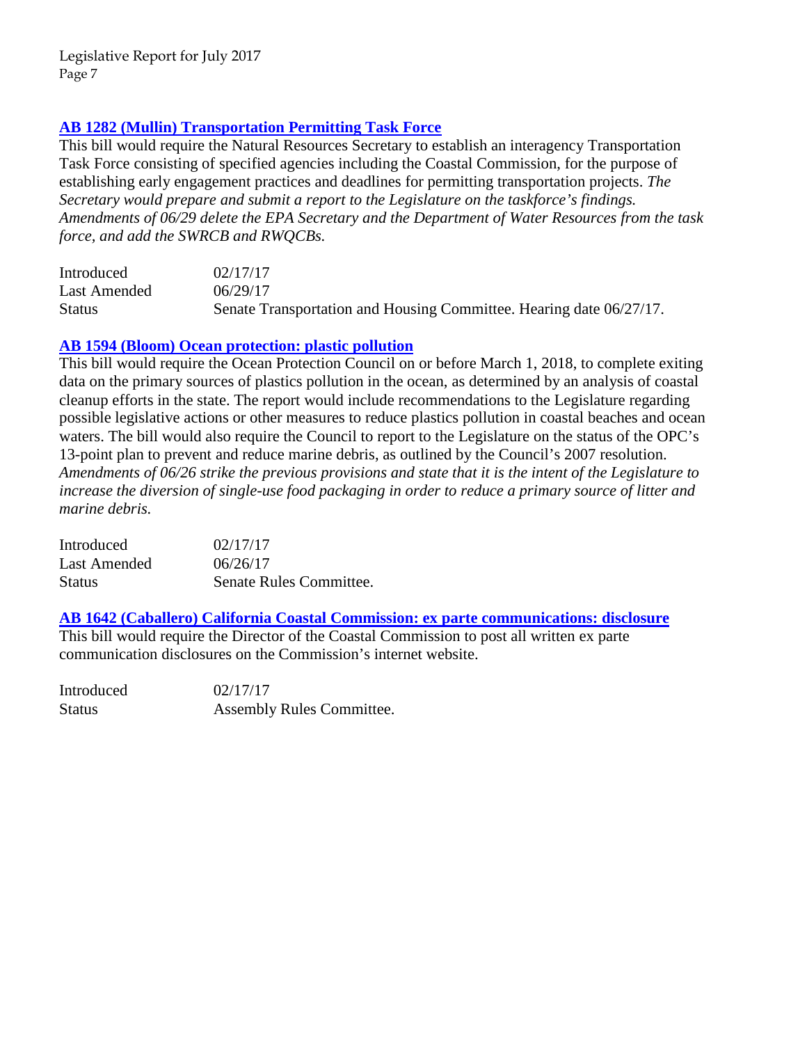### [AB 1282 (Mullin) Transportation Permitting Task Force]

This bill would require the Natural Resources Secretary to establish an interagency Transportation Task Force consisting of specified agencies including the Coastal Commission, for the purpose of establishing early engagement practices and deadlines for permitting transportation projects. *The Secretary would prepare and submit a report to the Legislature on the taskforce's findings. Amendments of 06/29 delete the EPA Secretary and the Department of Water Resources from the task force, and add the SWRCB and RWQCBs.*

| | |
|---|---|
| Introduced | 02/17/17 |
| Last Amended | 06/29/17 |
| Status | Senate Transportation and Housing Committee. Hearing date 06/27/17. |

### [AB 1594 (Bloom) Ocean protection: plastic pollution]

This bill would require the Ocean Protection Council on or before March 1, 2018, to complete exiting data on the primary sources of plastics pollution in the ocean, as determined by an analysis of coastal cleanup efforts in the state. The report would include recommendations to the Legislature regarding possible legislative actions or other measures to reduce plastics pollution in coastal beaches and ocean waters. The bill would also require the Council to report to the Legislature on the status of the OPC's 13-point plan to prevent and reduce marine debris, as outlined by the Council's 2007 resolution. *Amendments of 06/26 strike the previous provisions and state that it is the intent of the Legislature to increase the diversion of single-use food packaging in order to reduce a primary source of litter and marine debris.*

| | |
|---|---|
| Introduced | 02/17/17 |
| Last Amended | 06/26/17 |
| Status | Senate Rules Committee. |

### [AB 1642 (Caballero) California Coastal Commission: ex parte communications: disclosure]

This bill would require the Director of the Coastal Commission to post all written ex parte communication disclosures on the Commission's internet website.

| | |
|---|---|
| Introduced | 02/17/17 |
| Status | Assembly Rules Committee. |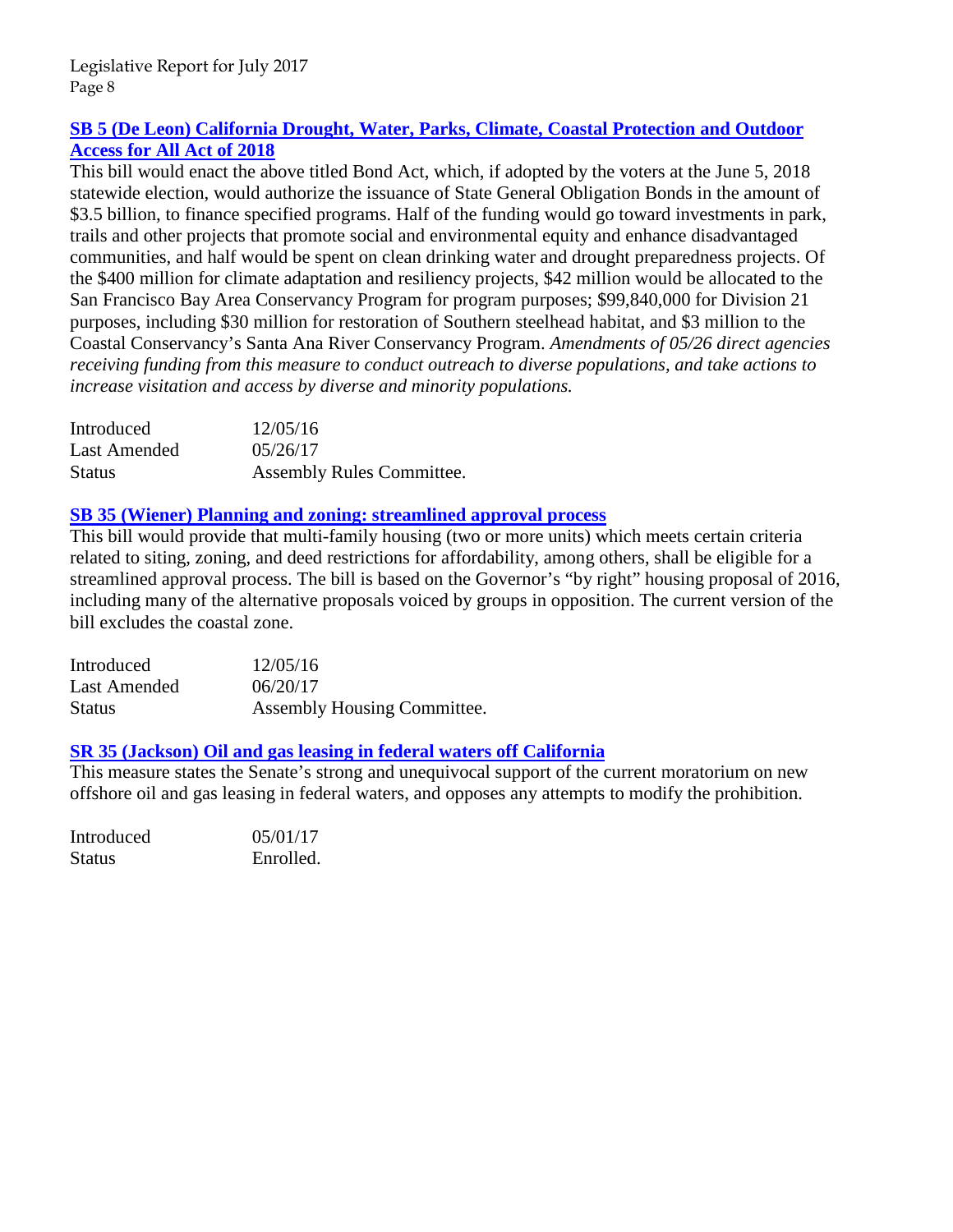### SB 5 (De Leon) California Drought, Water, Parks, Climate, Coastal Protection and Outdoor Access for All Act of 2018

This bill would enact the above titled Bond Act, which, if adopted by the voters at the June 5, 2018 statewide election, would authorize the issuance of State General Obligation Bonds in the amount of $3.5 billion, to finance specified programs. Half of the funding would go toward investments in park, trails and other projects that promote social and environmental equity and enhance disadvantaged communities, and half would be spent on clean drinking water and drought preparedness projects. Of the $400 million for climate adaptation and resiliency projects, $42 million would be allocated to the San Francisco Bay Area Conservancy Program for program purposes; $99,840,000 for Division 21 purposes, including $30 million for restoration of Southern steelhead habitat, and $3 million to the Coastal Conservancy's Santa Ana River Conservancy Program. *Amendments of 05/26 direct agencies receiving funding from this measure to conduct outreach to diverse populations, and take actions to increase visitation and access by diverse and minority populations.*

| | |
|---|---|
| Introduced | 12/05/16 |
| Last Amended | 05/26/17 |
| Status | Assembly Rules Committee. |

### SB 35 (Wiener) Planning and zoning: streamlined approval process

This bill would provide that multi-family housing (two or more units) which meets certain criteria related to siting, zoning, and deed restrictions for affordability, among others, shall be eligible for a streamlined approval process. The bill is based on the Governor's "by right" housing proposal of 2016, including many of the alternative proposals voiced by groups in opposition. The current version of the bill excludes the coastal zone.

| | |
|---|---|
| Introduced | 12/05/16 |
| Last Amended | 06/20/17 |
| Status | Assembly Housing Committee. |

### SR 35 (Jackson) Oil and gas leasing in federal waters off California

This measure states the Senate's strong and unequivocal support of the current moratorium on new offshore oil and gas leasing in federal waters, and opposes any attempts to modify the prohibition.

| | |
|---|---|
| Introduced | 05/01/17 |
| Status | Enrolled. |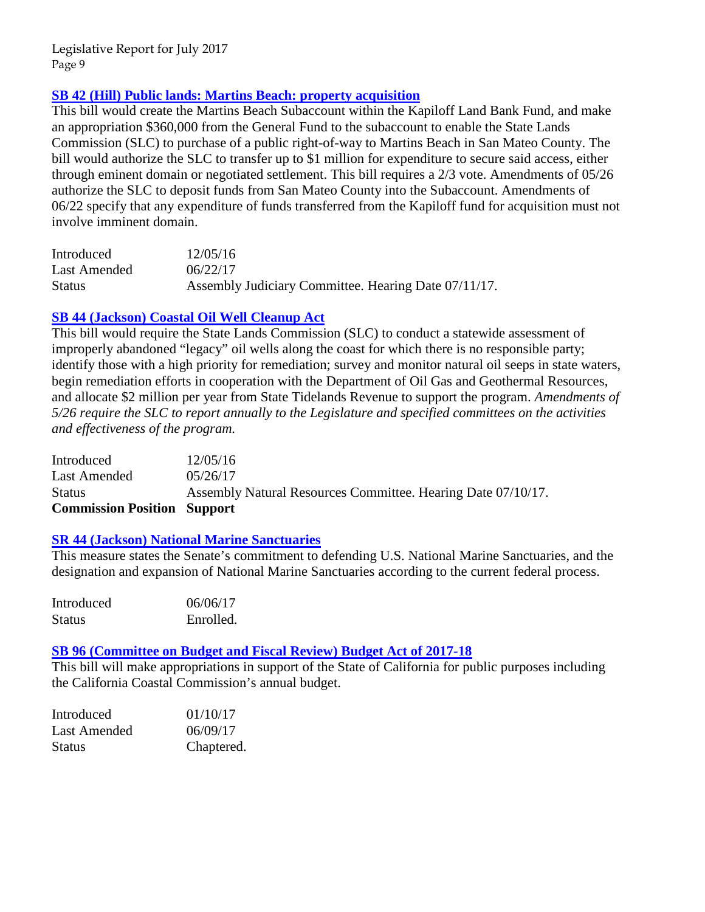### SB 42 (Hill) Public lands: Martins Beach: property acquisition

This bill would create the Martins Beach Subaccount within the Kapiloff Land Bank Fund, and make an appropriation $360,000 from the General Fund to the subaccount to enable the State Lands Commission (SLC) to purchase of a public right-of-way to Martins Beach in San Mateo County. The bill would authorize the SLC to transfer up to $1 million for expenditure to secure said access, either through eminent domain or negotiated settlement. This bill requires a 2/3 vote. Amendments of 05/26 authorize the SLC to deposit funds from San Mateo County into the Subaccount. Amendments of 06/22 specify that any expenditure of funds transferred from the Kapiloff fund for acquisition must not involve imminent domain.

| | |
|---|---|
| Introduced | 12/05/16 |
| Last Amended | 06/22/17 |
| Status | Assembly Judiciary Committee. Hearing Date 07/11/17. |

### SB 44 (Jackson) Coastal Oil Well Cleanup Act

This bill would require the State Lands Commission (SLC) to conduct a statewide assessment of improperly abandoned "legacy" oil wells along the coast for which there is no responsible party; identify those with a high priority for remediation; survey and monitor natural oil seeps in state waters, begin remediation efforts in cooperation with the Department of Oil Gas and Geothermal Resources, and allocate $2 million per year from State Tidelands Revenue to support the program. *Amendments of 5/26 require the SLC to report annually to the Legislature and specified committees on the activities and effectiveness of the program.*

| | |
|---|---|
| Introduced | 12/05/16 |
| Last Amended | 05/26/17 |
| Status | Assembly Natural Resources Committee. Hearing Date 07/10/17. |
| **Commission Position** | **Support** |

### SR 44 (Jackson) National Marine Sanctuaries

This measure states the Senate's commitment to defending U.S. National Marine Sanctuaries, and the designation and expansion of National Marine Sanctuaries according to the current federal process.

| | |
|---|---|
| Introduced | 06/06/17 |
| Status | Enrolled. |

### SB 96 (Committee on Budget and Fiscal Review) Budget Act of 2017-18

This bill will make appropriations in support of the State of California for public purposes including the California Coastal Commission's annual budget.

| | |
|---|---|
| Introduced | 01/10/17 |
| Last Amended | 06/09/17 |
| Status | Chaptered. |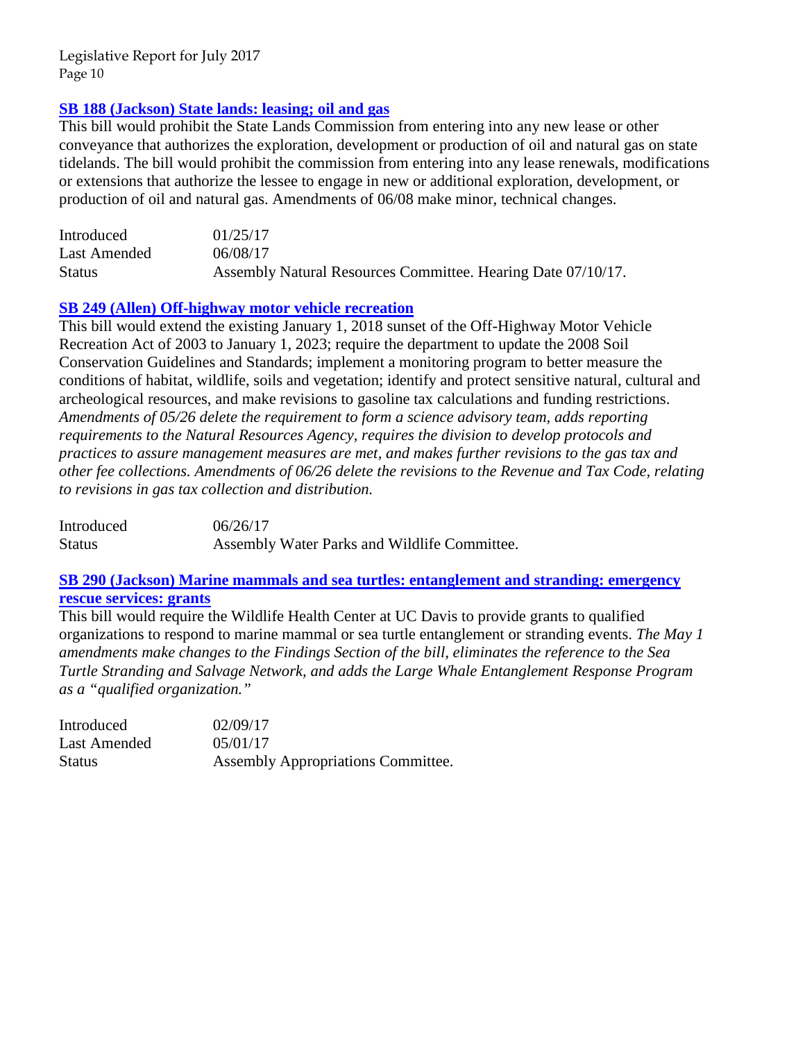### SB 188 (Jackson) State lands: leasing; oil and gas

This bill would prohibit the State Lands Commission from entering into any new lease or other conveyance that authorizes the exploration, development or production of oil and natural gas on state tidelands. The bill would prohibit the commission from entering into any lease renewals, modifications or extensions that authorize the lessee to engage in new or additional exploration, development, or production of oil and natural gas. Amendments of 06/08 make minor, technical changes.

| | |
|---|---|
| Introduced | 01/25/17 |
| Last Amended | 06/08/17 |
| Status | Assembly Natural Resources Committee. Hearing Date 07/10/17. |

### SB 249 (Allen) Off-highway motor vehicle recreation

This bill would extend the existing January 1, 2018 sunset of the Off-Highway Motor Vehicle Recreation Act of 2003 to January 1, 2023; require the department to update the 2008 Soil Conservation Guidelines and Standards; implement a monitoring program to better measure the conditions of habitat, wildlife, soils and vegetation; identify and protect sensitive natural, cultural and archeological resources, and make revisions to gasoline tax calculations and funding restrictions. *Amendments of 05/26 delete the requirement to form a science advisory team, adds reporting requirements to the Natural Resources Agency, requires the division to develop protocols and practices to assure management measures are met, and makes further revisions to the gas tax and other fee collections. Amendments of 06/26 delete the revisions to the Revenue and Tax Code, relating to revisions in gas tax collection and distribution.*

| | |
|---|---|
| Introduced | 06/26/17 |
| Status | Assembly Water Parks and Wildlife Committee. |

### SB 290 (Jackson) Marine mammals and sea turtles: entanglement and stranding: emergency rescue services: grants

This bill would require the Wildlife Health Center at UC Davis to provide grants to qualified organizations to respond to marine mammal or sea turtle entanglement or stranding events. *The May 1 amendments make changes to the Findings Section of the bill, eliminates the reference to the Sea Turtle Stranding and Salvage Network, and adds the Large Whale Entanglement Response Program as a "qualified organization."*

| | |
|---|---|
| Introduced | 02/09/17 |
| Last Amended | 05/01/17 |
| Status | Assembly Appropriations Committee. |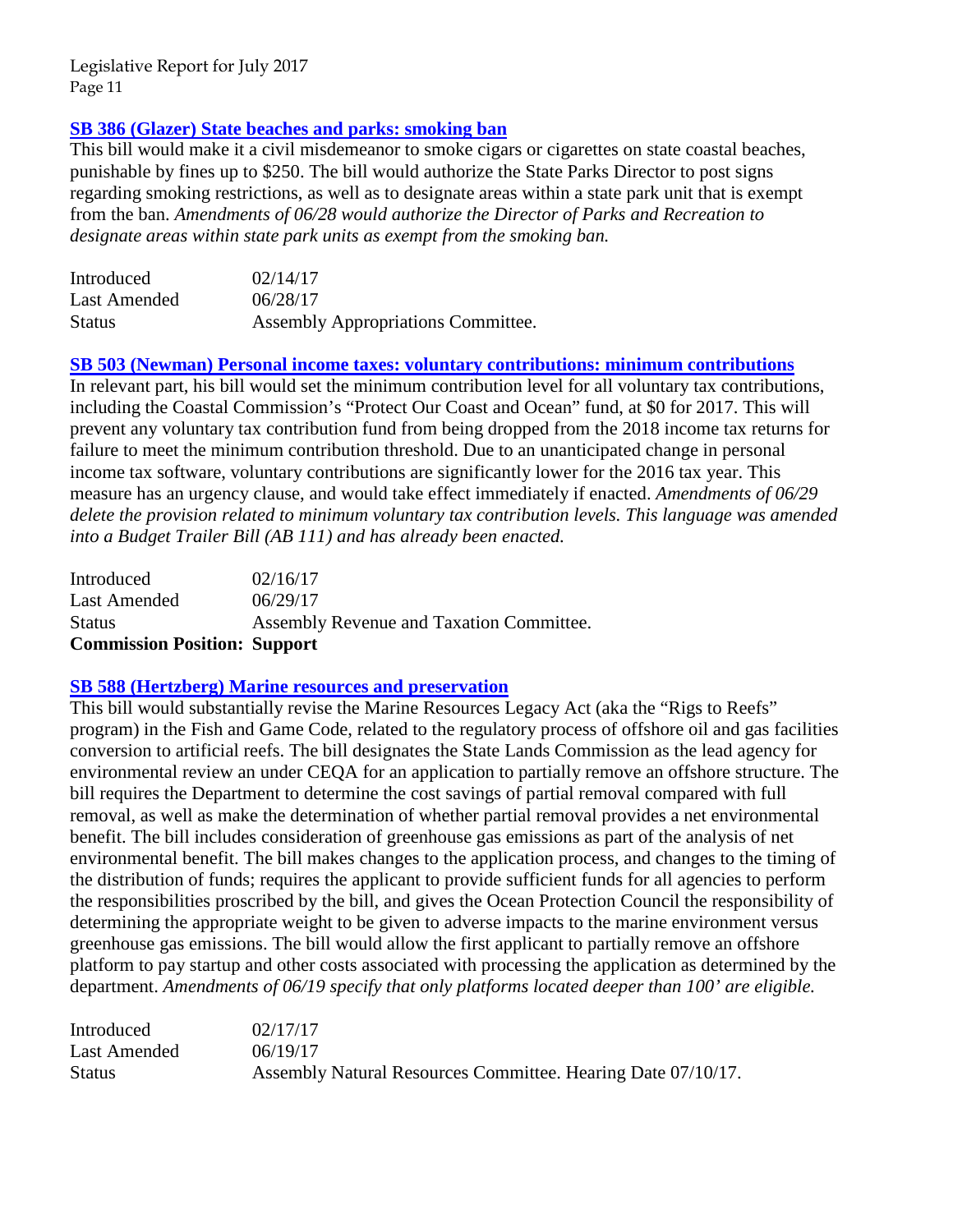### SB 386 (Glazer) State beaches and parks: smoking ban

This bill would make it a civil misdemeanor to smoke cigars or cigarettes on state coastal beaches, punishable by fines up to $250. The bill would authorize the State Parks Director to post signs regarding smoking restrictions, as well as to designate areas within a state park unit that is exempt from the ban. *Amendments of 06/28 would authorize the Director of Parks and Recreation to designate areas within state park units as exempt from the smoking ban.*

| | |
|---|---|
| Introduced | 02/14/17 |
| Last Amended | 06/28/17 |
| Status | Assembly Appropriations Committee. |

### SB 503 (Newman) Personal income taxes: voluntary contributions: minimum contributions

In relevant part, his bill would set the minimum contribution level for all voluntary tax contributions, including the Coastal Commission's "Protect Our Coast and Ocean" fund, at $0 for 2017. This will prevent any voluntary tax contribution fund from being dropped from the 2018 income tax returns for failure to meet the minimum contribution threshold. Due to an unanticipated change in personal income tax software, voluntary contributions are significantly lower for the 2016 tax year. This measure has an urgency clause, and would take effect immediately if enacted. *Amendments of 06/29 delete the provision related to minimum voluntary tax contribution levels. This language was amended into a Budget Trailer Bill (AB 111) and has already been enacted.*

| | |
|---|---|
| Introduced | 02/16/17 |
| Last Amended | 06/29/17 |
| Status | Assembly Revenue and Taxation Committee. |

**Commission Position: Support**

### SB 588 (Hertzberg) Marine resources and preservation

This bill would substantially revise the Marine Resources Legacy Act (aka the "Rigs to Reefs" program) in the Fish and Game Code, related to the regulatory process of offshore oil and gas facilities conversion to artificial reefs. The bill designates the State Lands Commission as the lead agency for environmental review an under CEQA for an application to partially remove an offshore structure. The bill requires the Department to determine the cost savings of partial removal compared with full removal, as well as make the determination of whether partial removal provides a net environmental benefit. The bill includes consideration of greenhouse gas emissions as part of the analysis of net environmental benefit. The bill makes changes to the application process, and changes to the timing of the distribution of funds; requires the applicant to provide sufficient funds for all agencies to perform the responsibilities proscribed by the bill, and gives the Ocean Protection Council the responsibility of determining the appropriate weight to be given to adverse impacts to the marine environment versus greenhouse gas emissions. The bill would allow the first applicant to partially remove an offshore platform to pay startup and other costs associated with processing the application as determined by the department. *Amendments of 06/19 specify that only platforms located deeper than 100' are eligible.*

| | |
|---|---|
| Introduced | 02/17/17 |
| Last Amended | 06/19/17 |
| Status | Assembly Natural Resources Committee. Hearing Date 07/10/17. |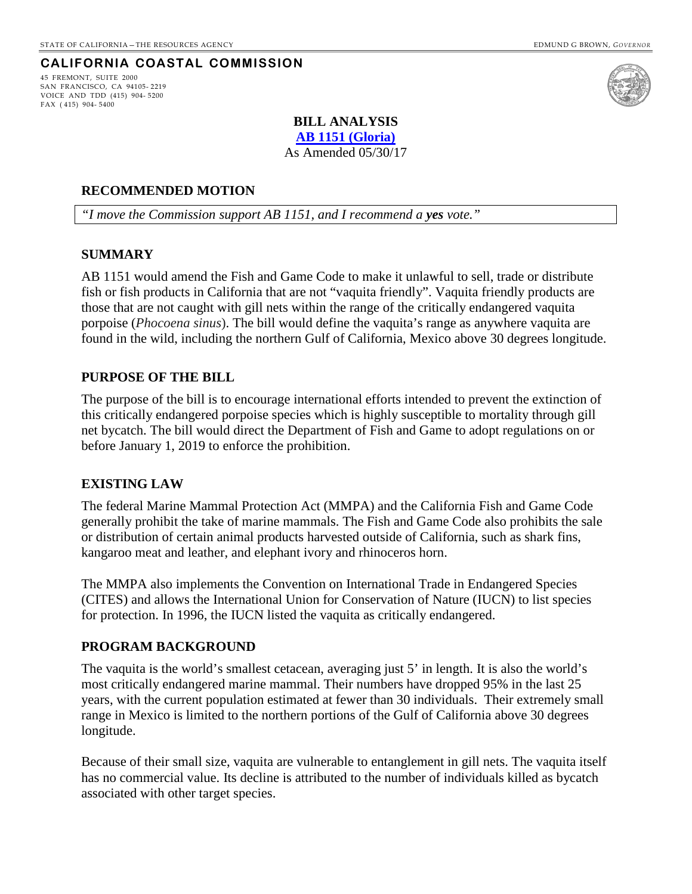STATE OF CALIFORNIA – THE RESOURCES AGENCY EDMUND G BROWN, *GOVERNOR*

**CALIFORNIA COASTAL COMMISSION**

45 FREMONT, SUITE 2000
SAN FRANCISCO, CA 94105- 2219
VOICE AND TDD (415) 904- 5200
FAX ( 415) 904- 5400

**BILL ANALYSIS**
**AB 1151 (Gloria)**
As Amended 05/30/17

## RECOMMENDED MOTION

*"I move the Commission support AB 1151, and I recommend a **yes** vote."*

## SUMMARY

AB 1151 would amend the Fish and Game Code to make it unlawful to sell, trade or distribute fish or fish products in California that are not "vaquita friendly". Vaquita friendly products are those that are not caught with gill nets within the range of the critically endangered vaquita porpoise (*Phocoena sinus*). The bill would define the vaquita's range as anywhere vaquita are found in the wild, including the northern Gulf of California, Mexico above 30 degrees longitude.

## PURPOSE OF THE BILL

The purpose of the bill is to encourage international efforts intended to prevent the extinction of this critically endangered porpoise species which is highly susceptible to mortality through gill net bycatch. The bill would direct the Department of Fish and Game to adopt regulations on or before January 1, 2019 to enforce the prohibition.

## EXISTING LAW

The federal Marine Mammal Protection Act (MMPA) and the California Fish and Game Code generally prohibit the take of marine mammals. The Fish and Game Code also prohibits the sale or distribution of certain animal products harvested outside of California, such as shark fins, kangaroo meat and leather, and elephant ivory and rhinoceros horn.

The MMPA also implements the Convention on International Trade in Endangered Species (CITES) and allows the International Union for Conservation of Nature (IUCN) to list species for protection. In 1996, the IUCN listed the vaquita as critically endangered.

## PROGRAM BACKGROUND

The vaquita is the world's smallest cetacean, averaging just 5' in length. It is also the world's most critically endangered marine mammal. Their numbers have dropped 95% in the last 25 years, with the current population estimated at fewer than 30 individuals. Their extremely small range in Mexico is limited to the northern portions of the Gulf of California above 30 degrees longitude.

Because of their small size, vaquita are vulnerable to entanglement in gill nets. The vaquita itself has no commercial value. Its decline is attributed to the number of individuals killed as bycatch associated with other target species.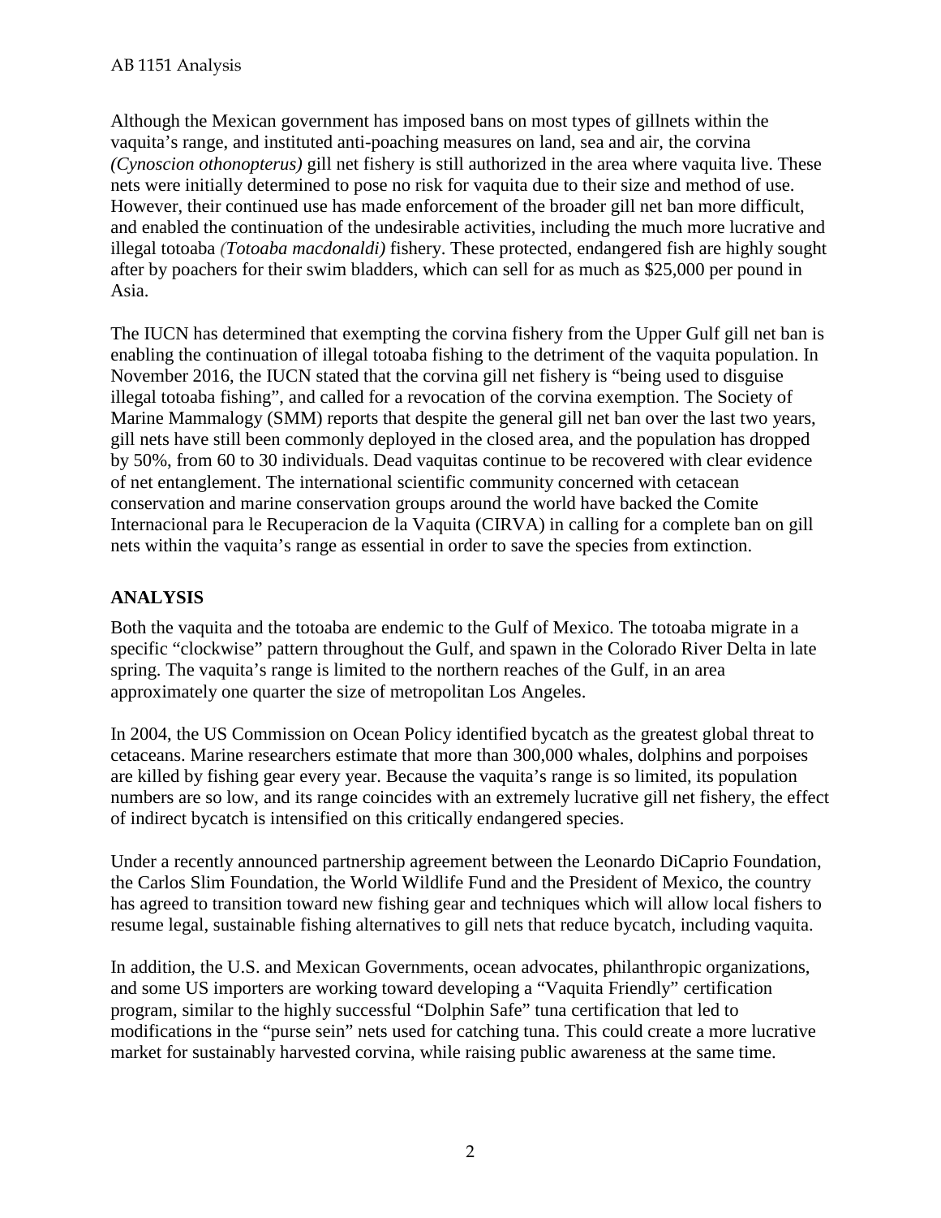Although the Mexican government has imposed bans on most types of gillnets within the vaquita's range, and instituted anti-poaching measures on land, sea and air, the corvina *(Cynoscion othonopterus)* gill net fishery is still authorized in the area where vaquita live. These nets were initially determined to pose no risk for vaquita due to their size and method of use. However, their continued use has made enforcement of the broader gill net ban more difficult, and enabled the continuation of the undesirable activities, including the much more lucrative and illegal totoaba *(Totoaba macdonaldi)* fishery. These protected, endangered fish are highly sought after by poachers for their swim bladders, which can sell for as much as $25,000 per pound in Asia.

The IUCN has determined that exempting the corvina fishery from the Upper Gulf gill net ban is enabling the continuation of illegal totoaba fishing to the detriment of the vaquita population. In November 2016, the IUCN stated that the corvina gill net fishery is "being used to disguise illegal totoaba fishing", and called for a revocation of the corvina exemption. The Society of Marine Mammalogy (SMM) reports that despite the general gill net ban over the last two years, gill nets have still been commonly deployed in the closed area, and the population has dropped by 50%, from 60 to 30 individuals. Dead vaquitas continue to be recovered with clear evidence of net entanglement. The international scientific community concerned with cetacean conservation and marine conservation groups around the world have backed the Comite Internacional para le Recuperacion de la Vaquita (CIRVA) in calling for a complete ban on gill nets within the vaquita's range as essential in order to save the species from extinction.

## ANALYSIS

Both the vaquita and the totoaba are endemic to the Gulf of Mexico. The totoaba migrate in a specific "clockwise" pattern throughout the Gulf, and spawn in the Colorado River Delta in late spring. The vaquita's range is limited to the northern reaches of the Gulf, in an area approximately one quarter the size of metropolitan Los Angeles.

In 2004, the US Commission on Ocean Policy identified bycatch as the greatest global threat to cetaceans. Marine researchers estimate that more than 300,000 whales, dolphins and porpoises are killed by fishing gear every year. Because the vaquita's range is so limited, its population numbers are so low, and its range coincides with an extremely lucrative gill net fishery, the effect of indirect bycatch is intensified on this critically endangered species.

Under a recently announced partnership agreement between the Leonardo DiCaprio Foundation, the Carlos Slim Foundation, the World Wildlife Fund and the President of Mexico, the country has agreed to transition toward new fishing gear and techniques which will allow local fishers to resume legal, sustainable fishing alternatives to gill nets that reduce bycatch, including vaquita.

In addition, the U.S. and Mexican Governments, ocean advocates, philanthropic organizations, and some US importers are working toward developing a "Vaquita Friendly" certification program, similar to the highly successful "Dolphin Safe" tuna certification that led to modifications in the "purse sein" nets used for catching tuna. This could create a more lucrative market for sustainably harvested corvina, while raising public awareness at the same time.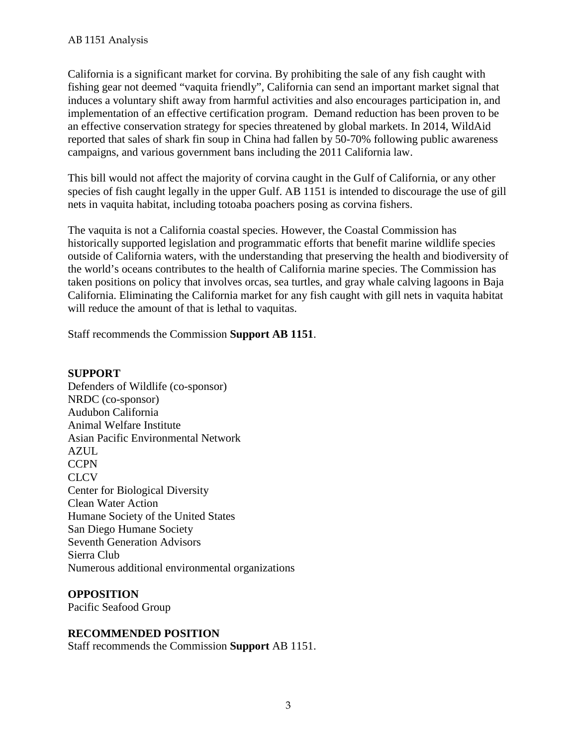California is a significant market for corvina. By prohibiting the sale of any fish caught with fishing gear not deemed "vaquita friendly", California can send an important market signal that induces a voluntary shift away from harmful activities and also encourages participation in, and implementation of an effective certification program. Demand reduction has been proven to be an effective conservation strategy for species threatened by global markets. In 2014, WildAid reported that sales of shark fin soup in China had fallen by 50-70% following public awareness campaigns, and various government bans including the 2011 California law.

This bill would not affect the majority of corvina caught in the Gulf of California, or any other species of fish caught legally in the upper Gulf. AB 1151 is intended to discourage the use of gill nets in vaquita habitat, including totoaba poachers posing as corvina fishers.

The vaquita is not a California coastal species. However, the Coastal Commission has historically supported legislation and programmatic efforts that benefit marine wildlife species outside of California waters, with the understanding that preserving the health and biodiversity of the world's oceans contributes to the health of California marine species. The Commission has taken positions on policy that involves orcas, sea turtles, and gray whale calving lagoons in Baja California. Eliminating the California market for any fish caught with gill nets in vaquita habitat will reduce the amount of that is lethal to vaquitas.

Staff recommends the Commission **Support AB 1151**.

**SUPPORT**

Defenders of Wildlife (co-sponsor)
NRDC (co-sponsor)
Audubon California
Animal Welfare Institute
Asian Pacific Environmental Network
AZUL
CCPN
CLCV
Center for Biological Diversity
Clean Water Action
Humane Society of the United States
San Diego Humane Society
Seventh Generation Advisors
Sierra Club
Numerous additional environmental organizations

**OPPOSITION**

Pacific Seafood Group

**RECOMMENDED POSITION**

Staff recommends the Commission **Support** AB 1151.